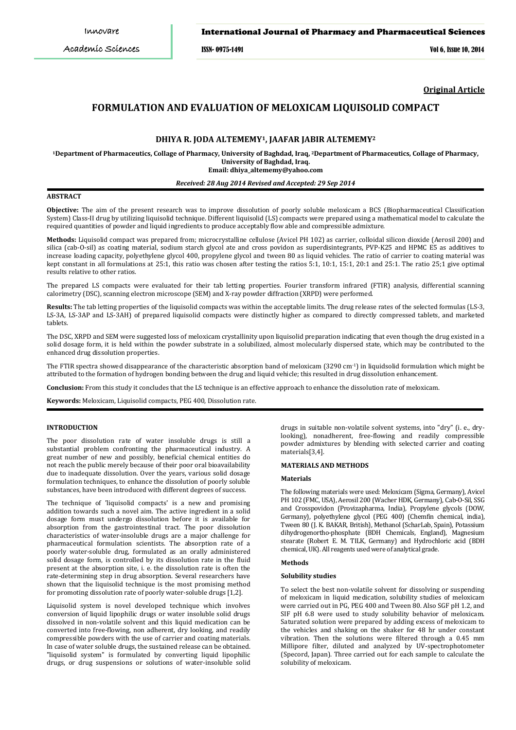**Original Article**

# FORMULATION AND EVALUATION OF MELOXICAM LIQUISOLID COMPACT

**DHIYA R. JODA ALTEMEMY[1], JAAFAR JABIR ALTEMEMY[2]**

**[1]Department of Pharmaceutics, Collage of Pharmacy, University of Baghdad, Iraq, [2]Department of Pharmaceutics, Collage of Pharmacy, University of Baghdad, Iraq.**
**Email: dhiya_altememy@yahoo.com**

***Received: 28 Aug 2014 Revised and Accepted: 29 Sep 2014***

## ABSTRACT

**Objective:** The aim of the present research was to improve dissolution of poorly soluble meloxicam a BCS (Biopharmaceutical Classification System) Class-II drug by utilizing liquisolid technique. Different liquisolid (LS) compacts were prepared using a mathematical model to calculate the required quantities of powder and liquid ingredients to produce acceptably flow able and compressible admixture.

**Methods:** Liquisolid compact was prepared from; microcrystalline cellulose (Avicel PH 102) as carrier, colloidal silicon dioxide (Aerosil 200) and silica (cab-O-sil) as coating material, sodium starch glycol ate and cross povidon as superdisintegrants, PVP-K25 and HPMC E5 as additives to increase loading capacity, polyethylene glycol 400, propylene glycol and tween 80 as liquid vehicles. The ratio of carrier to coating material was kept constant in all formulations at 25:1, this ratio was chosen after testing the ratios 5:1, 10:1, 15:1, 20:1 and 25:1. The ratio 25;1 give optimal results relative to other ratios.

The prepared LS compacts were evaluated for their tab letting properties. Fourier transform infrared (FTIR) analysis, differential scanning calorimetry (DSC), scanning electron microscope (SEM) and X-ray powder diffraction (XRPD) were performed.

**Results:** The tab letting properties of the liquisolid compacts was within the acceptable limits. The drug release rates of the selected formulas (LS-3, LS-3A, LS-3AP and LS-3AH) of prepared liquisolid compacts were distinctly higher as compared to directly compressed tablets, and marketed tablets.

The DSC, XRPD and SEM were suggested loss of meloxicam crystallinity upon liquisolid preparation indicating that even though the drug existed in a solid dosage form, it is held within the powder substrate in a solubilized, almost molecularly dispersed state, which may be contributed to the enhanced drug dissolution properties.

The FTIR spectra showed disappearance of the characteristic absorption band of meloxicam (3290 $cm^{-1}$) in liquidsolid formulation which might be attributed to the formation of hydrogen bonding between the drug and liquid vehicle; this resulted in drug dissolution enhancement.

**Conclusion:** From this study it concludes that the LS technique is an effective approach to enhance the dissolution rate of meloxicam.

**Keywords:** Meloxicam, Liquisolid compacts, PEG 400, Dissolution rate.

## INTRODUCTION

The poor dissolution rate of water insoluble drugs is still a substantial problem confronting the pharmaceutical industry. A great number of new and possibly, beneficial chemical entities do not reach the public merely because of their poor oral bioavailability due to inadequate dissolution. Over the years, various solid dosage formulation techniques, to enhance the dissolution of poorly soluble substances, have been introduced with different degrees of success.

The technique of 'liquisolid compacts' is a new and promising addition towards such a novel aim. The active ingredient in a solid dosage form must undergo dissolution before it is available for absorption from the gastrointestinal tract. The poor dissolution characteristics of water-insoluble drugs are a major challenge for pharmaceutical formulation scientists. The absorption rate of a poorly water-soluble drug, formulated as an orally administered solid dosage form, is controlled by its dissolution rate in the fluid present at the absorption site, i. e. the dissolution rate is often the rate-determining step in drug absorption. Several researchers have shown that the liquisolid technique is the most promising method for promoting dissolution rate of poorly water-soluble drugs [1,2].

Liquisolid system is novel developed technique which involves conversion of liquid lipophilic drugs or water insoluble solid drugs dissolved in non-volatile solvent and this liquid medication can be converted into free-flowing, non adherent, dry looking, and readily compressible powders with the use of carrier and coating materials. In case of water soluble drugs, the sustained release can be obtained. "liquisolid system" is formulated by converting liquid lipophilic drugs, or drug suspensions or solutions of water-insoluble solid drugs in suitable non-volatile solvent systems, into "dry" (i. e., dry-looking), nonadherent, free-flowing and readily compressible powder admixtures by blending with selected carrier and coating materials[3,4].

## MATERIALS AND METHODS

### Materials

The following materials were used: Meloxicam (Sigma, Germany), Avicel PH 102 (FMC, USA), Aerosil 200 (Wacher HDK, Germany), Cab-O-Sil, SSG and Crosspovidon (Provizapharma, India), Propylene glycols (DOW, Germany), polyethylene glycol (PEG 400) (Chemfin chemical, india), Tween 80 (J. K. BAKAR, British), Methanol (ScharLab, Spain), Potassium dihydrogenortho-phosphate (BDH Chemicals, England), Magnesium stearate (Robert E. M. TILK, Germany) and Hydrochloric acid (BDH chemical, UK). All reagents used were of analytical grade.

### Methods

#### Solubility studies

To select the best non-volatile solvent for dissolving or suspending of meloxicam in liquid medication, solubility studies of meloxicam were carried out in PG, PEG 400 and Tween 80. Also SGF pH 1.2, and SIF pH 6.8 were used to study solubility behavior of meloxicam. Saturated solution were prepared by adding excess of meloxicam to the vehicles and shaking on the shaker for 48 hr under constant vibration. Then the solutions were filtered through a 0.45 mm Millipore filter, diluted and analyzed by UV-spectrophotometer (Specord, Japan). Three carried out for each sample to calculate the solubility of meloxicam.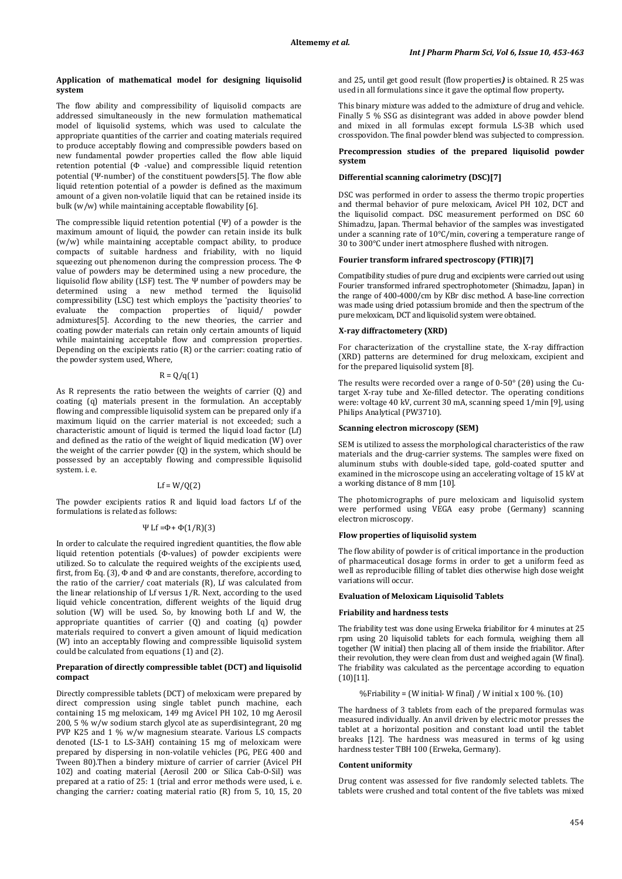#### Application of mathematical model for designing liquisolid system

The flow ability and compressibility of liquisolid compacts are addressed simultaneously in the new formulation mathematical model of liquisolid systems, which was used to calculate the appropriate quantities of the carrier and coating materials required to produce acceptably flowing and compressible powders based on new fundamental powder properties called the flow able liquid retention potential (Φ -value) and compressible liquid retention potential (Ψ-number) of the constituent powders[5]. The flow able liquid retention potential of a powder is defined as the maximum amount of a given non-volatile liquid that can be retained inside its bulk (w/w) while maintaining acceptable flowability [6].

The compressible liquid retention potential (Ψ) of a powder is the maximum amount of liquid, the powder can retain inside its bulk (w/w) while maintaining acceptable compact ability, to produce compacts of suitable hardness and friability, with no liquid squeezing out phenomenon during the compression process. The Φ value of powders may be determined using a new procedure, the liquisolid flow ability (LSF) test. The Ψ number of powders may be determined using a new method termed the liquisolid compressibility (LSC) test which employs the 'pactisity theories' to evaluate the compaction properties of liquid/ powder admixtures[5]. According to the new theories, the carrier and coating powder materials can retain only certain amounts of liquid while maintaining acceptable flow and compression properties. Depending on the excipients ratio (R) or the carrier: coating ratio of the powder system used, Where,

$$R = Q/q (1)$$

As R represents the ratio between the weights of carrier (Q) and coating (q) materials present in the formulation. An acceptably flowing and compressible liquisolid system can be prepared only if a maximum liquid on the carrier material is not exceeded; such a characteristic amount of liquid is termed the liquid load factor (Lf) and defined as the ratio of the weight of liquid medication (W) over the weight of the carrier powder (Q) in the system, which should be possessed by an acceptably flowing and compressible liquisolid system. i. e.

$$Lf = W/Q (2)$$

The powder excipients ratios R and liquid load factors Lf of the formulations is related as follows:

$$\Psi\ Lf = \Phi + \Phi(1/R) (3)$$

In order to calculate the required ingredient quantities, the flow able liquid retention potentials (Φ-values) of powder excipients were utilized. So to calculate the required weights of the excipients used, first, from Eq. (3), Φ and Φ and are constants, therefore, according to the ratio of the carrier/ coat materials (R), Lf was calculated from the linear relationship of Lf versus 1/R. Next, according to the used liquid vehicle concentration, different weights of the liquid drug solution (W) will be used. So, by knowing both Lf and W, the appropriate quantities of carrier (Q) and coating (q) powder materials required to convert a given amount of liquid medication (W) into an acceptably flowing and compressible liquisolid system could be calculated from equations (1) and (2).

#### Preparation of directly compressible tablet (DCT) and liquisolid compact

Directly compressible tablets (DCT) of meloxicam were prepared by direct compression using single tablet punch machine, each containing 15 mg meloxicam, 149 mg Avicel PH 102, 10 mg Aerosil 200, 5 % w/w sodium starch glycol ate as superdisintegrant, 20 mg PVP K25 and 1 % w/w magnesium stearate. Various LS compacts denoted (LS-1 to LS-3AH) containing 15 mg of meloxicam were prepared by dispersing in non-volatile vehicles (PG, PEG 400 and Tween 80).Then a bindery mixture of carrier of carrier (Avicel PH 102) and coating material (Aerosil 200 or Silica Cab-O-Sil) was prepared at a ratio of 25: 1 (trial and error methods were used, i. e. changing the carrier*:* coating material ratio (R) from 5, 10, 15, 20 and 25, until get good result (flow properties*)* is obtained. R 25 was used in all formulations since it gave the optimal flow property.

This binary mixture was added to the admixture of drug and vehicle. Finally 5 % SSG as disintegrant was added in above powder blend and mixed in all formulas except formula LS-3B which used crosspovidon. The final powder blend was subjected to compression.

#### Precompression studies of the prepared liquisolid powder system

#### Differential scanning calorimetry (DSC)[7]

DSC was performed in order to assess the thermo tropic properties and thermal behavior of pure meloxicam, Avicel PH 102, DCT and the liquisolid compact. DSC measurement performed on DSC 60 Shimadzu, Japan. Thermal behavior of the samples was investigated under a scanning rate of 10°C/min, covering a temperature range of 30 to 300°C under inert atmosphere flushed with nitrogen.

#### Fourier transform infrared spectroscopy (FTIR)[7]

Compatibility studies of pure drug and excipients were carried out using Fourier transformed infrared spectrophotometer (Shimadzu, Japan) in the range of 400-4000/cm by KBr disc method. A base-line correction was made using dried potassium bromide and then the spectrum of the pure meloxicam, DCT and liquisolid system were obtained.

#### X-ray diffractometery (XRD)

For characterization of the crystalline state, the X-ray diffraction (XRD) patterns are determined for drug meloxicam, excipient and for the prepared liquisolid system [8].

The results were recorded over a range of 0-50° (2θ) using the Cu-target X-ray tube and Xe-filled detector. The operating conditions were: voltage 40 kV, current 30 mA, scanning speed 1/min [9], using Philips Analytical (PW3710).

#### Scanning electron microscopy (SEM)

SEM is utilized to assess the morphological characteristics of the raw materials and the drug-carrier systems. The samples were fixed on aluminum stubs with double-sided tape, gold-coated sputter and examined in the microscope using an accelerating voltage of 15 kV at a working distance of 8 mm [10].

The photomicrographs of pure meloxicam and liquisolid system were performed using VEGA easy probe (Germany) scanning electron microscopy.

#### Flow properties of liquisolid system

The flow ability of powder is of critical importance in the production of pharmaceutical dosage forms in order to get a uniform feed as well as reproducible filling of tablet dies otherwise high dose weight variations will occur.

#### Evaluation of Meloxicam Liquisolid Tablets

#### Friability and hardness tests

The friability test was done using Erweka friabilitor for 4 minutes at 25 rpm using 20 liquisolid tablets for each formula, weighing them all together (W initial) then placing all of them inside the friabilitor. After their revolution, they were clean from dust and weighed again (W final). The friability was calculated as the percentage according to equation (10)[11].

$$\%Friability = (W\ initial - W\ final) / W\ initial \times 100\ \%. (10)$$

The hardness of 3 tablets from each of the prepared formulas was measured individually. An anvil driven by electric motor presses the tablet at a horizontal position and constant load until the tablet breaks [12]. The hardness was measured in terms of kg using hardness tester TBH 100 (Erweka, Germany).

#### Content uniformity

Drug content was assessed for five randomly selected tablets. The tablets were crushed and total content of the five tablets was mixed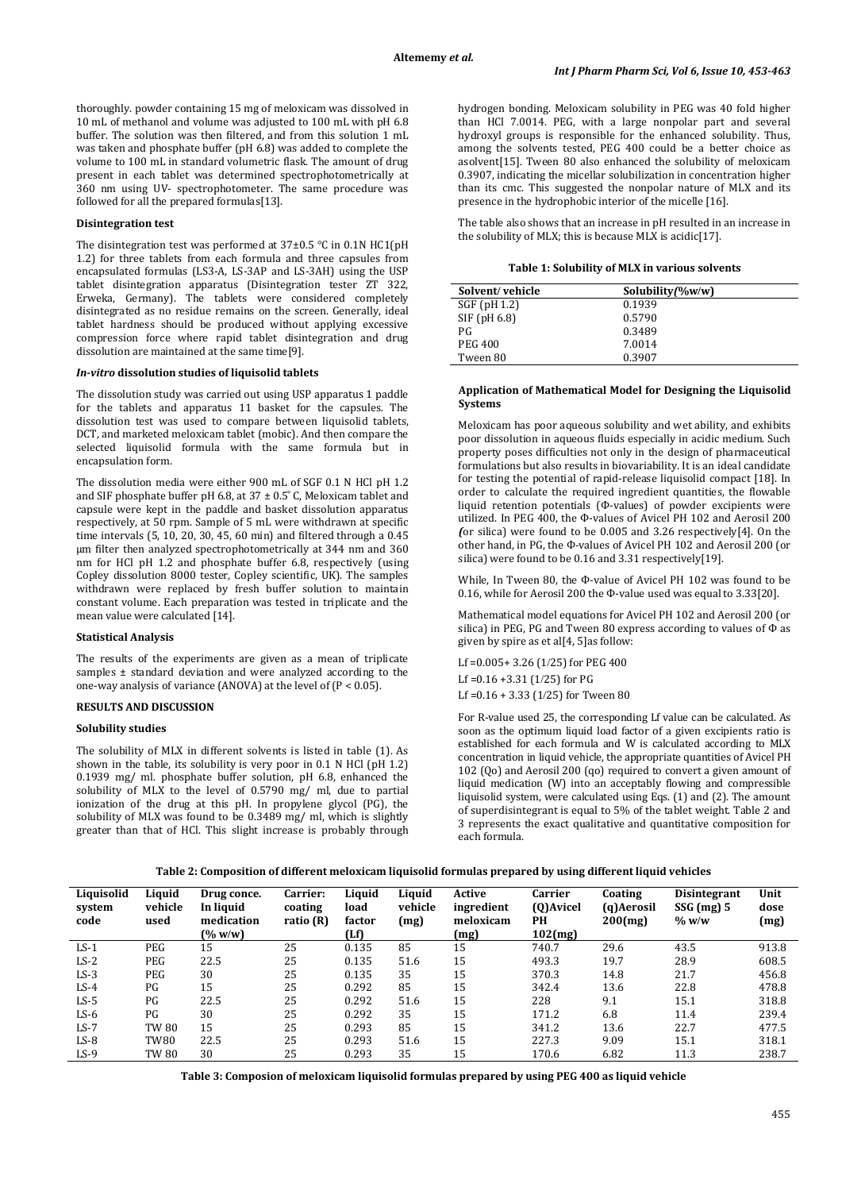thoroughly. powder containing 15 mg of meloxicam was dissolved in 10 mL of methanol and volume was adjusted to 100 mL with pH 6.8 buffer. The solution was then filtered, and from this solution 1 mL was taken and phosphate buffer (pH 6.8) was added to complete the volume to 100 mL in standard volumetric flask. The amount of drug present in each tablet was determined spectrophotometrically at 360 nm using UV- spectrophotometer. The same procedure was followed for all the prepared formulas[13].

### Disintegration test

The disintegration test was performed at 37±0.5 °C in 0.1N HC1(pH 1.2) for three tablets from each formula and three capsules from encapsulated formulas (LS3-A, LS-3AP and LS-3AH) using the USP tablet disintegration apparatus (Disintegration tester ZT 322, Erweka, Germany). The tablets were considered completely disintegrated as no residue remains on the screen. Generally, ideal tablet hardness should be produced without applying excessive compression force where rapid tablet disintegration and drug dissolution are maintained at the same time[9].

### *In-vitro* dissolution studies of liquisolid tablets

The dissolution study was carried out using USP apparatus 1 paddle for the tablets and apparatus 11 basket for the capsules. The dissolution test was used to compare between liquisolid tablets, DCT, and marketed meloxicam tablet (mobic). And then compare the selected liquisolid formula with the same formula but in encapsulation form.

The dissolution media were either 900 mL of SGF 0.1 N HCl pH 1.2 and SIF phosphate buffer pH 6.8, at 37 ± 0.5° C, Meloxicam tablet and capsule were kept in the paddle and basket dissolution apparatus respectively, at 50 rpm. Sample of 5 mL were withdrawn at specific time intervals (5, 10, 20, 30, 45, 60 min) and filtered through a 0.45 μm filter then analyzed spectrophotometrically at 344 nm and 360 nm for HCl pH 1.2 and phosphate buffer 6.8, respectively (using Copley dissolution 8000 tester, Copley scientific, UK). The samples withdrawn were replaced by fresh buffer solution to maintain constant volume. Each preparation was tested in triplicate and the mean value were calculated [14].

### Statistical Analysis

The results of the experiments are given as a mean of triplicate samples ± standard deviation and were analyzed according to the one-way analysis of variance (ANOVA) at the level of ($P < 0.05$).

## RESULTS AND DISCUSSION

### Solubility studies

The solubility of MLX in different solvents is listed in table (1). As shown in the table, its solubility is very poor in 0.1 N HCl (pH 1.2) 0.1939 mg/ ml. phosphate buffer solution, pH 6.8, enhanced the solubility of MLX to the level of 0.5790 mg/ ml, due to partial ionization of the drug at this pH. In propylene glycol (PG), the solubility of MLX was found to be 0.3489 mg/ ml, which is slightly greater than that of HCl. This slight increase is probably through hydrogen bonding. Meloxicam solubility in PEG was 40 fold higher than HCl 7.0014. PEG, with a large nonpolar part and several hydroxyl groups is responsible for the enhanced solubility. Thus, among the solvents tested, PEG 400 could be a better choice as asolvent[15]. Tween 80 also enhanced the solubility of meloxicam 0.3907, indicating the micellar solubilization in concentration higher than its cmc. This suggested the nonpolar nature of MLX and its presence in the hydrophobic interior of the micelle [16].

The table also shows that an increase in pH resulted in an increase in the solubility of MLX; this is because MLX is acidic[17].

**Table 1: Solubility of MLX in various solvents**

| Solvent/ vehicle | Solubility(%w/w) |
|---|---|
| SGF (pH 1.2) | 0.1939 |
| SIF (pH 6.8) | 0.5790 |
| PG | 0.3489 |
| PEG 400 | 7.0014 |
| Tween 80 | 0.3907 |

### Application of Mathematical Model for Designing the Liquisolid Systems

Meloxicam has poor aqueous solubility and wet ability, and exhibits poor dissolution in aqueous fluids especially in acidic medium. Such property poses difficulties not only in the design of pharmaceutical formulations but also results in biovariability. It is an ideal candidate for testing the potential of rapid-release liquisolid compact [18]. In order to calculate the required ingredient quantities, the flowable liquid retention potentials (Φ-values) of powder excipients were utilized. In PEG 400, the Φ-values of Avicel PH 102 and Aerosil 200 *(*or silica) were found to be 0.005 and 3.26 respectively[4]. On the other hand, in PG, the Φ-values of Avicel PH 102 and Aerosil 200 (or silica) were found to be 0.16 and 3.31 respectively[19].

While, In Tween 80, the Φ-value of Avicel PH 102 was found to be 0.16, while for Aerosil 200 the Φ-value used was equal to 3.33[20].

Mathematical model equations for Avicel PH 102 and Aerosil 200 (or silica) in PEG, PG and Tween 80 express according to values of Φ as given by spire as et al[4, 5]as follow:

$Lf = 0.005 + 3.26\ (1/25)$ for PEG 400

$Lf = 0.16 + 3.31\ (1/25)$ for PG

$Lf = 0.16 + 3.33\ (1/25)$ for Tween 80

For R-value used 25, the corresponding Lf value can be calculated. As soon as the optimum liquid load factor of a given excipients ratio is established for each formula and W is calculated according to MLX concentration in liquid vehicle, the appropriate quantities of Avicel PH 102 (Qo) and Aerosil 200 (qo) required to convert a given amount of liquid medication (W) into an acceptably flowing and compressible liquisolid system, were calculated using Eqs. (1) and (2). The amount of superdisintegrant is equal to 5% of the tablet weight. Table 2 and 3 represents the exact qualitative and quantitative composition for each formula.

**Table 2: Composition of different meloxicam liquisolid formulas prepared by using different liquid vehicles**

| Liquisolid system code | Liquid vehicle used | Drug conce. In liquid medication (% w/w) | Carrier: coating ratio (R) | Liquid load factor (Lf) | Liquid vehicle (mg) | Active ingredient meloxicam (mg) | Carrier (Q)Avicel PH 102(mg) | Coating (q)Aerosil 200(mg) | Disintegrant SSG (mg) 5 % w/w | Unit dose (mg) |
|---|---|---|---|---|---|---|---|---|---|---|
| LS-1 | PEG | 15 | 25 | 0.135 | 85 | 15 | 740.7 | 29.6 | 43.5 | 913.8 |
| LS-2 | PEG | 22.5 | 25 | 0.135 | 51.6 | 15 | 493.3 | 19.7 | 28.9 | 608.5 |
| LS-3 | PEG | 30 | 25 | 0.135 | 35 | 15 | 370.3 | 14.8 | 21.7 | 456.8 |
| LS-4 | PG | 15 | 25 | 0.292 | 85 | 15 | 342.4 | 13.6 | 22.8 | 478.8 |
| LS-5 | PG | 22.5 | 25 | 0.292 | 51.6 | 15 | 228 | 9.1 | 15.1 | 318.8 |
| LS-6 | PG | 30 | 25 | 0.292 | 35 | 15 | 171.2 | 6.8 | 11.4 | 239.4 |
| LS-7 | TW 80 | 15 | 25 | 0.293 | 85 | 15 | 341.2 | 13.6 | 22.7 | 477.5 |
| LS-8 | TW80 | 22.5 | 25 | 0.293 | 51.6 | 15 | 227.3 | 9.09 | 15.1 | 318.1 |
| LS-9 | TW 80 | 30 | 25 | 0.293 | 35 | 15 | 170.6 | 6.82 | 11.3 | 238.7 |

**Table 3: Composion of meloxicam liquisolid formulas prepared by using PEG 400 as liquid vehicle**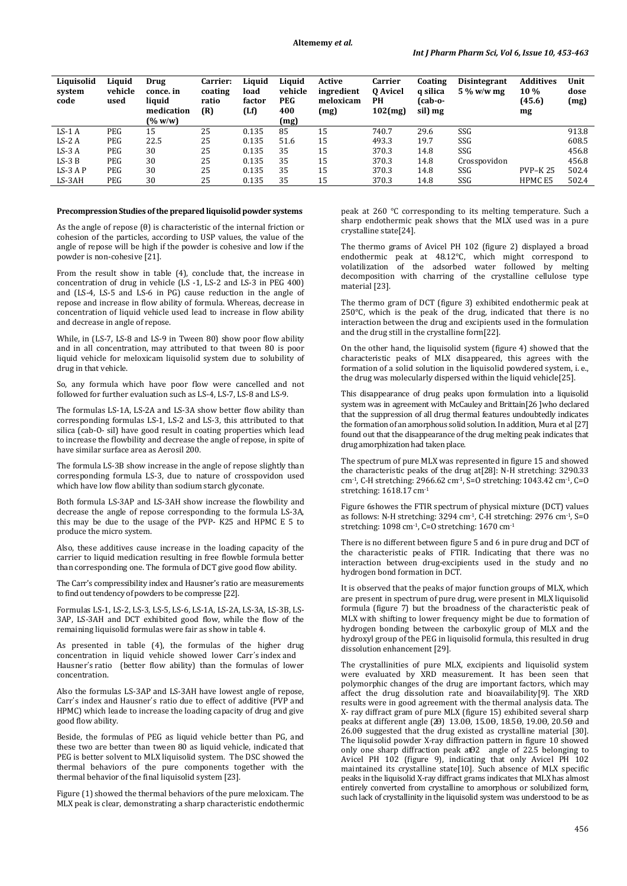| Liquisolid system code | Liquid vehicle used | Drug conce. in liquid medication (% w/w) | Carrier: coating ratio (R) | Liquid load factor (Lf) | Liquid vehicle PEG 400 (mg) | Active ingredient meloxicam (mg) | Carrier Q Avicel PH 102(mg) | Coating q silica (cab-o-sil) mg | Disintegrant 5 % w/w mg | Additives 10 % (45.6) mg | Unit dose (mg) |
|---|---|---|---|---|---|---|---|---|---|---|---|
| LS-1 A | PEG | 15 | 25 | 0.135 | 85 | 15 | 740.7 | 29.6 | SSG | | 913.8 |
| LS-2 A | PEG | 22.5 | 25 | 0.135 | 51.6 | 15 | 493.3 | 19.7 | SSG | | 608.5 |
| LS-3 A | PEG | 30 | 25 | 0.135 | 35 | 15 | 370.3 | 14.8 | SSG | | 456.8 |
| LS-3 B | PEG | 30 | 25 | 0.135 | 35 | 15 | 370.3 | 14.8 | Crosspovidon | | 456.8 |
| LS-3 A P | PEG | 30 | 25 | 0.135 | 35 | 15 | 370.3 | 14.8 | SSG | PVP–K 25 | 502.4 |
| LS-3AH | PEG | 30 | 25 | 0.135 | 35 | 15 | 370.3 | 14.8 | SSG | HPMC E5 | 502.4 |

**Precompression Studies of the prepared liquisolid powder systems**

As the angle of repose (θ) is characteristic of the internal friction or cohesion of the particles, according to USP values, the value of the angle of repose will be high if the powder is cohesive and low if the powder is non-cohesive [21].

From the result show in table (4), conclude that, the increase in concentration of drug in vehicle (LS -1, LS-2 and LS-3 in PEG 400) and (LS-4, LS-5 and LS-6 in PG) cause reduction in the angle of repose and increase in flow ability of formula. Whereas, decrease in concentration of liquid vehicle used lead to increase in flow ability and decrease in angle of repose.

While, in (LS-7, LS-8 and LS-9 in Tween 80) show poor flow ability and in all concentration, may attributed to that tween 80 is poor liquid vehicle for meloxicam liquisolid system due to solubility of drug in that vehicle.

So, any formula which have poor flow were cancelled and not followed for further evaluation such as LS-4, LS-7, LS-8 and LS-9.

The formulas LS-1A, LS-2A and LS-3A show better flow ability than corresponding formulas LS-1, LS-2 and LS-3, this attributed to that silica (cab-O- sil) have good result in coating properties which lead to increase the flowbility and decrease the angle of repose, in spite of have similar surface area as Aerosil 200.

The formula LS-3B show increase in the angle of repose slightly than corresponding formula LS-3, due to nature of crosspovidon used which have low flow ability than sodium starch glyconate.

Both formula LS-3AP and LS-3AH show increase the flowbility and decrease the angle of repose corresponding to the formula LS-3A, this may be due to the usage of the PVP- K25 and HPMC E 5 to produce the micro system.

Also, these additives cause increase in the loading capacity of the carrier to liquid medication resulting in free flowble formula better than corresponding one. The formula of DCT give good flow ability.

The Carr's compressibility index and Hausner's ratio are measurements to find out tendency of powders to be compresse [22].

Formulas LS-1, LS-2, LS-3, LS-5, LS-6, LS-1A, LS-2A, LS-3A, LS-3B, LS-3AP, LS-3AH and DCT exhibited good flow, while the flow of the remaining liquisolid formulas were fair as show in table 4.

As presented in table (4), the formulas of the higher drug concentration in liquid vehicle showed lower Carr's index and Hausner's ratio (better flow ability) than the formulas of lower concentration.

Also the formulas LS-3AP and LS-3AH have lowest angle of repose, Carr's index and Hausner's ratio due to effect of additive (PVP and HPMC) which leade to increase the loading capacity of drug and give good flow ability.

Beside, the formulas of PEG as liquid vehicle better than PG, and these two are better than tween 80 as liquid vehicle, indicated that PEG is better solvent to MLX liquisolid system. The DSC showed the thermal behaviors of the pure components together with the thermal behavior of the final liquisolid system [23].

Figure (1) showed the thermal behaviors of the pure meloxicam. The MLX peak is clear, demonstrating a sharp characteristic endothermic peak at 260 °C corresponding to its melting temperature. Such a sharp endothermic peak shows that the MLX used was in a pure crystalline state[24].

The thermo grams of Avicel PH 102 (figure 2) displayed a broad endothermic peak at 48.12°C, which might correspond to volatilization of the adsorbed water followed by melting decomposition with charring of the crystalline cellulose type material [23].

The thermo gram of DCT (figure 3) exhibited endothermic peak at 250°C, which is the peak of the drug, indicated that there is no interaction between the drug and excipients used in the formulation and the drug still in the crystalline form[22].

On the other hand, the liquisolid system (figure 4) showed that the characteristic peaks of MLX disappeared, this agrees with the formation of a solid solution in the liquisolid powdered system, i. e., the drug was molecularly dispersed within the liquid vehicle[25].

This disappearance of drug peaks upon formulation into a liquisolid system was in agreement with McCauley and Brittain[26 ]who declared that the suppression of all drug thermal features undoubtedly indicates the formation of an amorphous solid solution. In addition, Mura et al [27] found out that the disappearance of the drug melting peak indicates that drug amorphization had taken place.

The spectrum of pure MLX was represented in figure 15 and showed the characteristic peaks of the drug at[28]: N-H stretching: 3290.33 $cm^{-1}$, C-H stretching: 2966.62 $cm^{-1}$, S=O stretching: 1043.42 $cm^{-1}$, C=O stretching: 1618.17 $cm^{-1}$

Figure 6showes the FTIR spectrum of physical mixture (DCT) values as follows: N-H stretching: 3294 $cm^{-1}$, C-H stretching: 2976 $cm^{-1}$, S=O stretching: 1098 $cm^{-1}$, C=O stretching: 1670 $cm^{-1}$

There is no different between figure 5 and 6 in pure drug and DCT of the characteristic peaks of FTIR. Indicating that there was no interaction between drug-excipients used in the study and no hydrogen bond formation in DCT.

It is observed that the peaks of major function groups of MLX, which are present in spectrum of pure drug, were present in MLX liquisolid formula (figure 7) but the broadness of the characteristic peak of MLX with shifting to lower frequency might be due to formation of hydrogen bonding between the carboxylic group of MLX and the hydroxyl group of the PEG in liquisolid formula, this resulted in drug dissolution enhancement [29].

The crystallinities of pure MLX, excipients and liquisolid system were evaluated by XRD measurement. It has been seen that polymorphic changes of the drug are important factors, which may affect the drug dissolution rate and bioavailability[9]. The XRD results were in good agreement with the thermal analysis data. The X- ray diffract gram of pure MLX (figure 15) exhibited several sharp peaks at different angle (2θ) 13.0θ, 15.0θ, 18.5θ, 19.0θ, 20.5θ and 26.0θ suggested that the drug existed as crystalline material [30]. The liquisolid powder X-ray diffraction pattern in figure 10 showed only one sharp diffraction peak at θ2 angle of 22.5 belonging to Avicel PH 102 (figure 9), indicating that only Avicel PH 102 maintained its crystalline state[10]. Such absence of MLX specific peaks in the liquisolid X-ray diffract grams indicates that MLX has almost entirely converted from crystalline to amorphous or solubilized form, such lack of crystallinity in the liquisolid system was understood to be as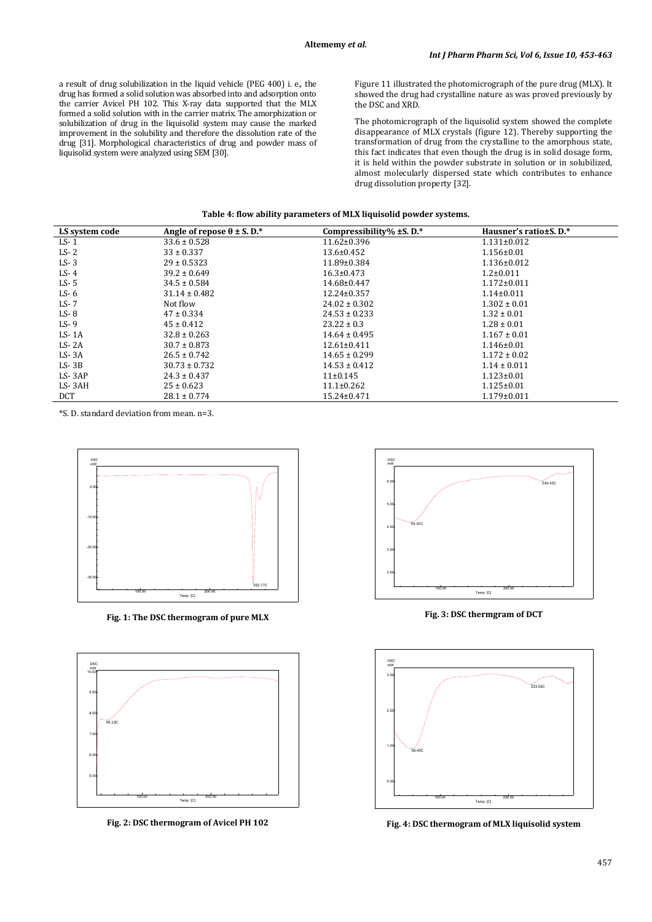a result of drug solubilization in the liquid vehicle (PEG 400) i. e., the drug has formed a solid solution was absorbed into and adsorption onto the carrier Avicel PH 102. This X-ray data supported that the MLX formed a solid solution with in the carrier matrix. The amorphization or solubilization of drug in the liquisolid system may cause the marked improvement in the solubility and therefore the dissolution rate of the drug [31]. Morphological characteristics of drug and powder mass of liquisolid system were analyzed using SEM [30].

Figure 11 illustrated the photomicrograph of the pure drug (MLX). It showed the drug had crystalline nature as was proved previously by the DSC and XRD.

The photomicrograph of the liquisolid system showed the complete disappearance of MLX crystals (figure 12). Thereby supporting the transformation of drug from the crystalline to the amorphous state, this fact indicates that even though the drug is in solid dosage form, it is held within the powder substrate in solution or in solubilized, almost molecularly dispersed state which contributes to enhance drug dissolution property [32].

**Table 4: flow ability parameters of MLX liquisolid powder systems.**

| LS system code | Angle of repose θ ± S. D.* | Compressibility% ±S. D.* | Hausner's ratio±S. D.* |
|---|---|---|---|
| LS- 1 | 33.6 ± 0.528 | 11.62±0.396 | 1.131±0.012 |
| LS- 2 | 33 ± 0.337 | 13.6±0.452 | 1.156±0.01 |
| LS- 3 | 29 ± 0.5323 | 11.89±0.384 | 1.136±0.012 |
| LS- 4 | 39.2 ± 0.649 | 16.3±0.473 | 1.2±0.011 |
| LS- 5 | 34.5 ± 0.584 | 14.68±0.447 | 1.172±0.011 |
| LS- 6 | 31.14 ± 0.482 | 12.24±0.357 | 1.14±0.011 |
| LS- 7 | Not flow | 24.02 ± 0.302 | 1.302 ± 0.01 |
| LS- 8 | 47 ± 0.334 | 24.53 ± 0.233 | 1.32 ± 0.01 |
| LS- 9 | 45 ± 0.412 | 23.22 ± 0.3 | 1.28 ± 0.01 |
| LS- 1A | 32.8 ± 0.263 | 14.64 ± 0.495 | 1.167 ± 0.01 |
| LS- 2A | 30.7 ± 0.873 | 12.61±0.411 | 1.146±0.01 |
| LS- 3A | 26.5 ± 0.742 | 14.65 ± 0.299 | 1.172 ± 0.02 |
| LS- 3B | 30.73 ± 0.732 | 14.53 ± 0.412 | 1.14 ± 0.011 |
| LS- 3AP | 24.3 ± 0.437 | 11±0.145 | 1.123±0.01 |
| LS- 3AH | 25 ± 0.623 | 11.1±0.262 | 1.125±0.01 |
| DCT | 28.1 ± 0.774 | 15.24±0.471 | 1.179±0.011 |

*S. D. standard deviation from mean. n=3.

**Fig. 1: The DSC thermogram of pure MLX**

**Fig. 3: DSC thermgram of DCT**

**Fig. 2: DSC thermogram of Avicel PH 102**

**Fig. 4: DSC thermogram of MLX liquisolid system**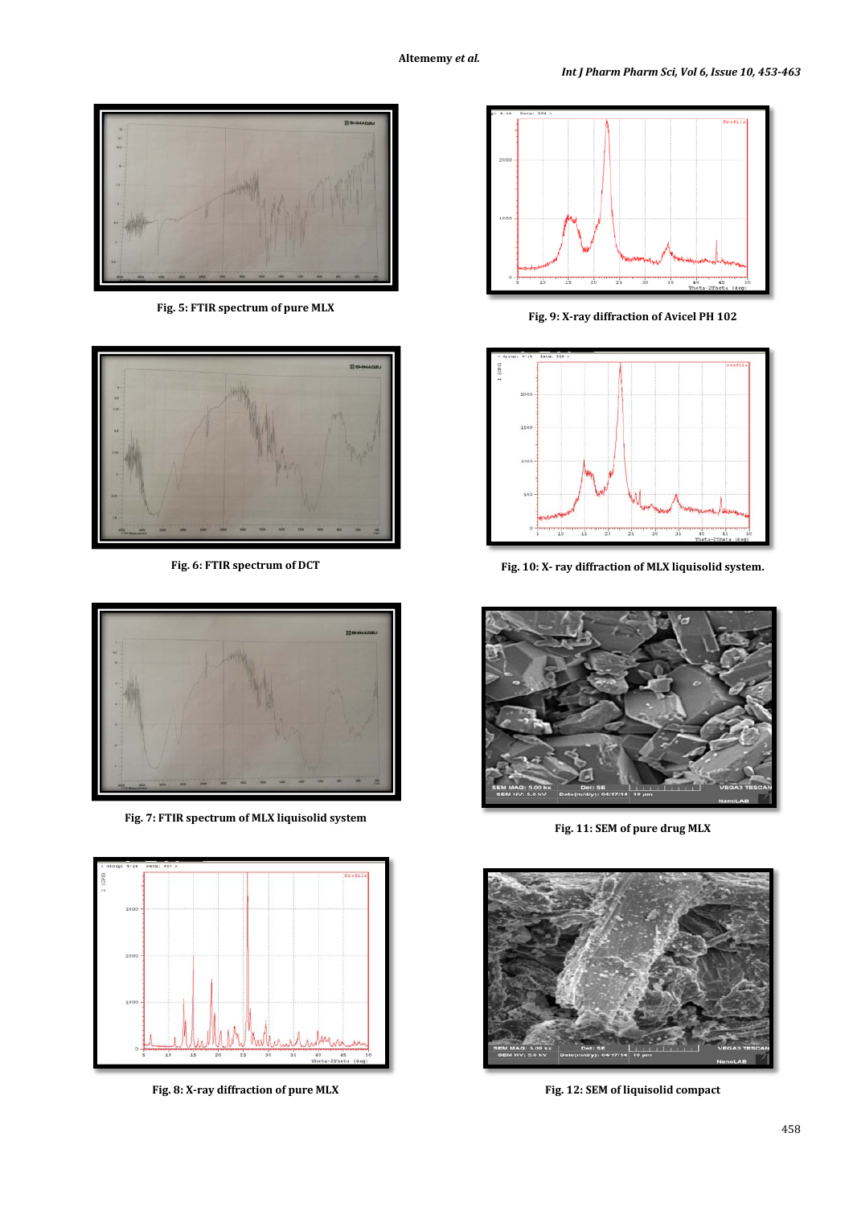Fig. 5: FTIR spectrum of pure MLX

Fig. 9: X-ray diffraction of Avicel PH 102

Fig. 6: FTIR spectrum of DCT

Fig. 10: X- ray diffraction of MLX liquisolid system.

Fig. 7: FTIR spectrum of MLX liquisolid system

Fig. 11: SEM of pure drug MLX

Fig. 8: X-ray diffraction of pure MLX

Fig. 12: SEM of liquisolid compact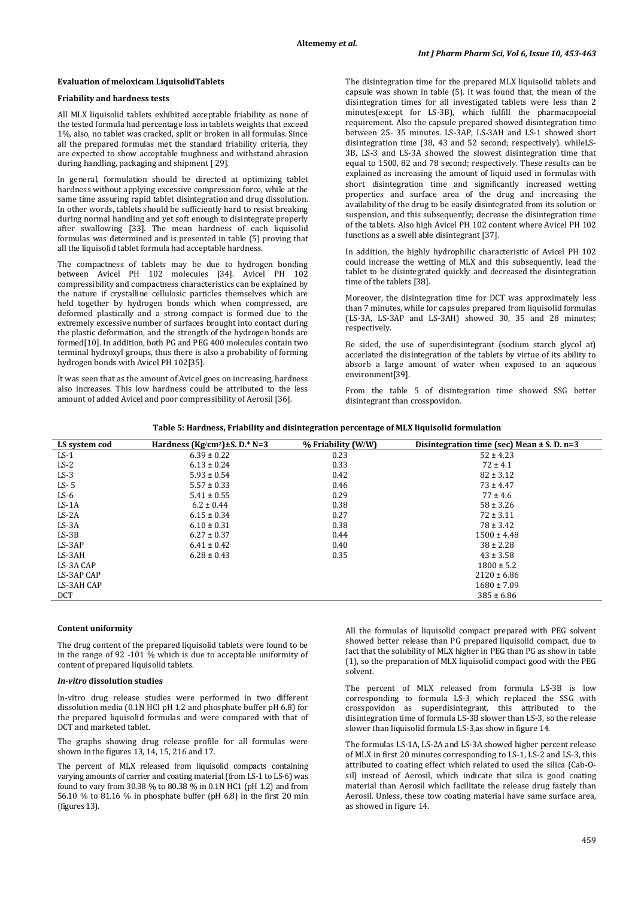**Evaluation of meloxicam LiquisolidTablets**

**Friability and hardness tests**

All MLX liquisolid tablets exhibited acceptable friability as none of the tested formula had percentage loss in tablets weights that exceed 1%, also, no tablet was cracked, split or broken in all formulas. Since all the prepared formulas met the standard friability criteria, they are expected to show acceptable toughness and withstand abrasion during handling, packaging and shipment [ 29].

In general, formulation should be directed at optimizing tablet hardness without applying excessive compression force, while at the same time assuring rapid tablet disintegration and drug dissolution. In other words, tablets should be sufficiently hard to resist breaking during normal handling and yet soft enough to disintegrate properly after swallowing [33]. The mean hardness of each liquisolid formulas was determined and is presented in table (5) proving that all the liquisolid tablet formula had acceptable hardness.

The compactness of tablets may be due to hydrogen bonding between Avicel PH 102 molecules [34]. Avicel PH 102 compressibility and compactness characteristics can be explained by the nature if crystalline cellulosic particles themselves which are held together by hydrogen bonds which when compressed, are deformed plastically and a strong compact is formed due to the extremely excessive number of surfaces brought into contact during the plastic deformation, and the strength of the hydrogen bonds are formed[10]. In addition, both PG and PEG 400 molecules contain two terminal hydroxyl groups, thus there is also a probability of forming hydrogen bonds with Avicel PH 102[35].

It was seen that as the amount of Avicel goes on increasing, hardness also increases. This low hardness could be attributed to the less amount of added Avicel and poor compressibility of Aerosil [36].

The disintegration time for the prepared MLX liquisolid tablets and capsule was shown in table (5). It was found that, the mean of the disintegration times for all investigated tablets were less than 2 minutes(except for LS-3B), which fulfill the pharmacopoeial requirement. Also the capsule prepared showed disintegration time between 25- 35 minutes. LS-3AP, LS-3AH and LS-1 showed short disintegration time (38, 43 and 52 second; respectively). whileLS-3B, LS-3 and LS-3A showed the slowest disintegration time that equal to 1500, 82 and 78 second; respectively. These results can be explained as increasing the amount of liquid used in formulas with short disintegration time and significantly increased wetting properties and surface area of the drug and increasing the availability of the drug to be easily disintegrated from its solution or suspension, and this subsequently; decrease the disintegration time of the tablets. Also high Avicel PH 102 content where Avicel PH 102 functions as a swell able disintegrant [37].

In addition, the highly hydrophilic characteristic of Avicel PH 102 could increase the wetting of MLX and this subsequently, lead the tablet to be disintegrated quickly and decreased the disintegration time of the tablets [38].

Moreover, the disintegration time for DCT was approximately less than 7 minutes, while for capsules prepared from liquisolid formulas (LS-3A, LS-3AP and LS-3AH) showed 30, 35 and 28 minutes; respectively.

Be sided, the use of superdisintegrant (sodium starch glycol at) accerlated the disintegration of the tablets by virtue of its ability to absorb a large amount of water when exposed to an aqueous environment[39].

From the table 5 of disintegration time showed SSG better disintegrant than crosspovidon.

**Table 5: Hardness, Friability and disintegration percentage of MLX liquisolid formulation**

| LS system cod | Hardness ($Kg/cm^2$)±S. D.* N=3 | % Friability (W/W) | Disintegration time (sec) Mean ± S. D. n=3 |
|---|---|---|---|
| LS-1 | 6.39 ± 0.22 | 0.23 | 52 ± 4.23 |
| LS-2 | 6.13 ± 0.24 | 0.33 | 72 ± 4.1 |
| LS-3 | 5.93 ± 0.54 | 0.42 | 82 ± 3.12 |
| LS- 5 | 5.57 ± 0.33 | 0.46 | 73 ± 4.47 |
| LS-6 | 5.41 ± 0.55 | 0.29 | 77 ± 4.6 |
| LS-1A | 6.2 ± 0.44 | 0.38 | 58 ± 3.26 |
| LS-2A | 6.15 ± 0.34 | 0.27 | 72 ± 3.11 |
| LS-3A | 6.10 ± 0.31 | 0.38 | 78 ± 3.42 |
| LS-3B | 6.27 ± 0.37 | 0.44 | 1500 ± 4.48 |
| LS-3AP | 6.41 ± 0.42 | 0.40 | 38 ± 2.28 |
| LS-3AH | 6.28 ± 0.43 | 0.35 | 43 ± 3.58 |
| LS-3A CAP | | | 1800 ± 5.2 |
| LS-3AP CAP | | | 2120 ± 6.86 |
| LS-3AH CAP | | | 1680 ± 7.09 |
| DCT | | | 385 ± 6.86 |

**Content uniformity**

The drug content of the prepared liquisolid tablets were found to be in the range of 92 -101 % which is due to acceptable uniformity of content of prepared liquisolid tablets.

***In-vitro* dissolution studies**

In-vitro drug release studies were performed in two different dissolution media (0.1N HCl pH 1.2 and phosphate buffer pH 6.8) for the prepared liquisolid formulas and were compared with that of DCT and marketed tablet.

The graphs showing drug release profile for all formulas were shown in the figures 13, 14, 15, 216 and 17.

The percent of MLX released from liquisolid compacts containing varying amounts of carrier and coating material (from LS-1 to LS-6) was found to vary from 30.38 % to 80.38 % in 0.1N HC1 (pH 1.2) and from 56.10 % to 81.16 % in phosphate buffer (pH 6.8) in the first 20 min (figures 13).

All the formulas of liquisolid compact prepared with PEG solvent showed better release than PG prepared liquisolid compact, due to fact that the solubility of MLX higher in PEG than PG as show in table (1), so the preparation of MLX liquisolid compact good with the PEG solvent.

The percent of MLX released from formula LS-3B is low corresponding to formula LS-3 which replaced the SSG with crosspovidon as superdisintegrant, this attributed to the disintegration time of formula LS-3B slower than LS-3, so the release slower than liquisolid formula LS-3,as show in figure 14.

The formulas LS-1A, LS-2A and LS-3A showed higher percent release of MLX in first 20 minutes corresponding to LS-1, LS-2 and LS-3, this attributed to coating effect which related to used the silica (Cab-O-sil) instead of Aerosil, which indicate that silca is good coating material than Aerosil which facilitate the release drug fastely than Aerosil. Unless, these tow coating material have same surface area, as showed in figure 14.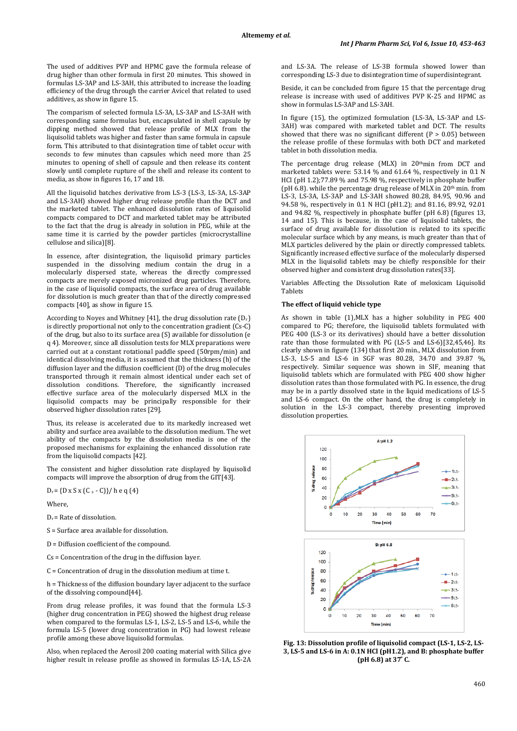The used of additives PVP and HPMC gave the formula release of drug higher than other formula in first 20 minutes. This showed in formulas LS-3AP and LS-3AH, this attributed to increase the loading efficiency of the drug through the carrier Avicel that related to used additives, as show in figure 15.

The comparism of selected formula LS-3A, LS-3AP and LS-3AH with corresponding same formulas but, encapsulated in shell capsule by dipping method showed that release profile of MLX from the liquisolid tablets was higher and faster than same formula in capsule form. This attributed to that disintegration time of tablet occur with seconds to few minutes than capsules which need more than 25 minutes to opening of shell of capsule and then release its content slowly until complete rupture of the shell and release its content to media, as show in figures 16, 17 and 18.

All the liquisolid batches derivative from LS-3 (LS-3, LS-3A, LS-3AP and LS-3AH) showed higher drug release profile than the DCT and the marketed tablet. The enhanced dissolution rates of liquisolid compacts compared to DCT and marketed tablet may be attributed to the fact that the drug is already in solution in PEG, while at the same time it is carried by the powder particles (microcrystalline cellulose and silica)[8].

In essence, after disintegration, the liquisolid primary particles suspended in the dissolving medium contain the drug in a molecularly dispersed state, whereas the directly compressed compacts are merely exposed micronized drug particles. Therefore, in the case of liquisolid compacts, the surface area of drug available for dissolution is much greater than that of the directly compressed compacts [40], as show in figure 15.

According to Noyes and Whitney [41], the drug dissolution rate ($D_r$) is directly proportional not only to the concentration gradient (Cs-C) of the drug, but also to its surface area (S) available for dissolution (e q 4). Moreover, since all dissolution tests for MLX preparations were carried out at a constant rotational paddle speed (50rpm/min) and identical dissolving media, it is assumed that the thickness (h) of the diffusion layer and the diffusion coefficient (D) of the drug molecules transported through it remain almost identical under each set of dissolution conditions. Therefore, the significantly increased effective surface area of the molecularly dispersed MLX in the liquisolid compacts may be principally responsible for their observed higher dissolution rates [29].

Thus, its release is accelerated due to its markedly increased wet ability and surface area available to the dissolution medium. The wet ability of the compacts by the dissolution media is one of the proposed mechanisms for explaining the enhanced dissolution rate from the liquisolid compacts [42].

The consistent and higher dissolution rate displayed by liquisolid compacts will improve the absorption of drug from the GIT[43].

$D_r = \{D \times S \times (C_s - C)\}/ h$ e q (4)

Where,

$D_r$ = Rate of dissolution.

S = Surface area available for dissolution.

D = Diffusion coefficient of the compound.

Cs = Concentration of the drug in the diffusion layer.

C = Concentration of drug in the dissolution medium at time t.

h = Thickness of the diffusion boundary layer adjacent to the surface of the dissolving compound[44].

From drug release profiles, it was found that the formula LS-3 (higher drug concentration in PEG) showed the highest drug release when compared to the formulas LS-1, LS-2, LS-5 and LS-6, while the formula LS-5 (lower drug concentration in PG) had lowest release profile among these above liquisolid formulas.

Also, when replaced the Aerosil 200 coating material with Silica give higher result in release profile as showed in formulas LS-1A, LS-2A and LS-3A. The release of LS-3B formula showed lower than corresponding LS-3 due to disintegration time of superdisintegrant.

Beside, it can be concluded from figure 15 that the percentage drug release is increase with used of additives PVP K-25 and HPMC as show in formulas LS-3AP and LS-3AH.

In figure (15), the optimized formulation (LS-3A, LS-3AP and LS-3AH) was compared with marketed tablet and DCT. The results showed that there was no significant different ($P > 0.05$) between the release profile of these formulas with both DCT and marketed tablet in both dissolution media.

The percentage drug release (MLX) in 20[th]min from DCT and marketed tablets were: 53.14 % and 61.64 %, respectively in 0.1 N HCl (pH 1.2);77.89 % and 75.98 %, respectively in phosphate buffer (pH 6.8). while the percentage drug release of MLX in 20[th] min. from LS-3, LS-3A, LS-3AP and LS-3AH showed 80.28, 84.95, 90.96 and 94.58 %, respectively in 0.1 N HCl (pH1.2); and 81.16, 89.92, 92.01 and 94.82 %, respectively in phosphate buffer (pH 6.8) (figures 13, 14 and 15). This is because, in the case of liquisolid tablets, the surface of drug available for dissolution is related to its specific molecular surface which by any means, is much greater than that of MLX particles delivered by the plain or directly compressed tablets. Significantly increased effective surface of the molecularly dispersed MLX in the liquisolid tablets may be chiefly responsible for their observed higher and consistent drug dissolution rates[33].

Variables Affecting the Dissolution Rate of meloxicam Liquisolid Tablets

**The effect of liquid vehicle type**

As shown in table (1),MLX has a higher solubility in PEG 400 compared to PG; therefore, the liquisolid tablets formulated with PEG 400 (LS-3 or its derivatives) should have a better dissolution rate than those formulated with PG (LS-5 and LS-6)[32,45,46]. Its clearly shown in figure (134) that first 20 min., MLX dissolution from LS-3, LS-5 and LS-6 in SGF was 80.28, 34.70 and 39.87 %, respectively. Similar sequence was shown in SIF, meaning that liquisolid tablets which are formulated with PEG 400 show higher dissolution rates than those formulated with PG. In essence, the drug may be in a partly dissolved state in the liquid medications of LS-5 and LS-6 compact. On the other hand, the drug is completely in solution in the LS-3 compact, thereby presenting improved dissolution properties.

**Fig. 13: Dissolution profile of liquisolid compact (LS-1, LS-2, LS-3, LS-5 and LS-6 in A: 0.1N HCl (pH1.2), and B: phosphate buffer (pH 6.8) at 37° C.**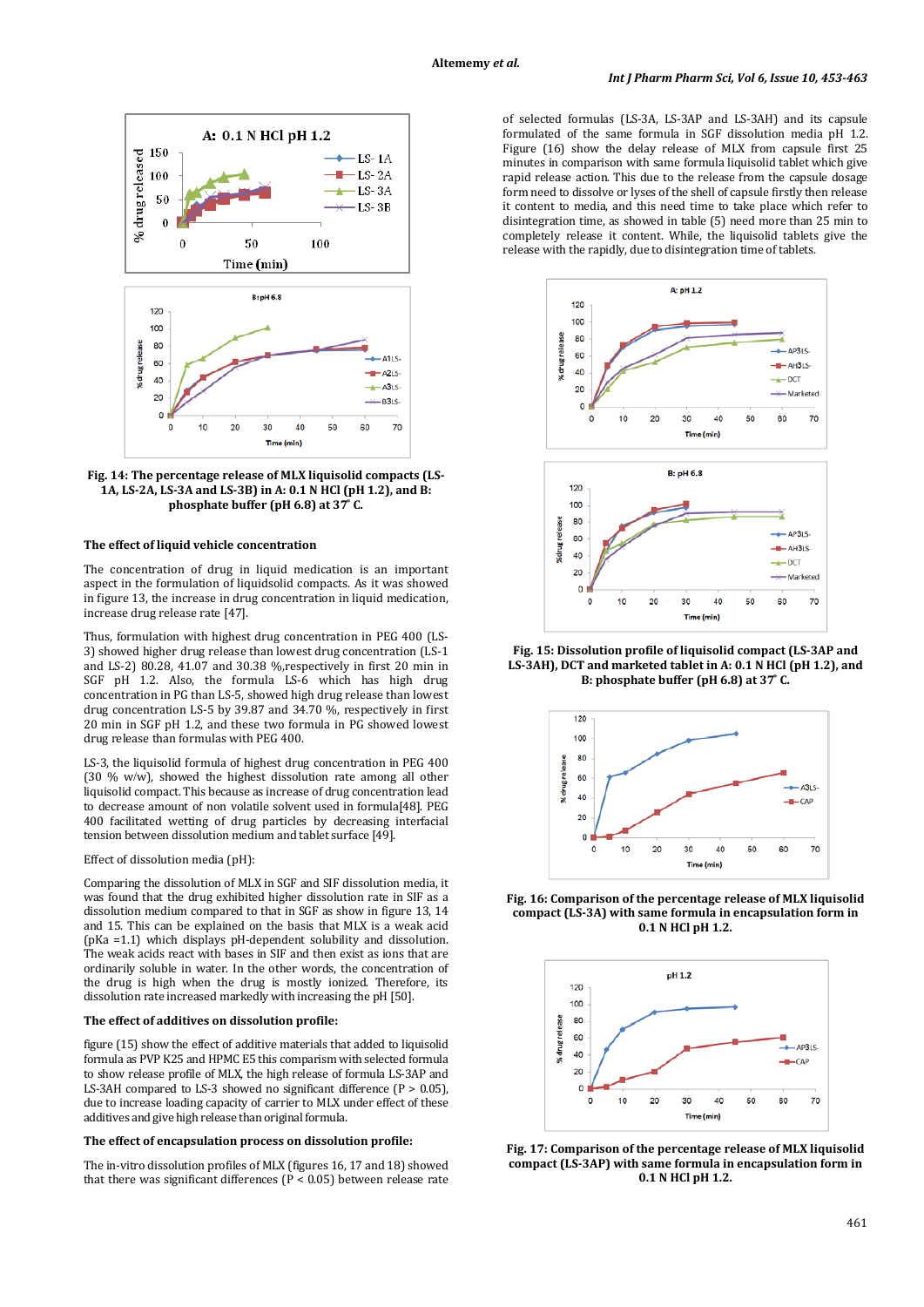Fig. 14: The percentage release of MLX liquisolid compacts (LS-1A, LS-2A, LS-3A and LS-3B) in A: 0.1 N HCl (pH 1.2), and B: phosphate buffer (pH 6.8) at 37° C.

### The effect of liquid vehicle concentration

The concentration of drug in liquid medication is an important aspect in the formulation of liquidsolid compacts. As it was showed in figure 13, the increase in drug concentration in liquid medication, increase drug release rate [47].

Thus, formulation with highest drug concentration in PEG 400 (LS-3) showed higher drug release than lowest drug concentration (LS-1 and LS-2) 80.28, 41.07 and 30.38 %,respectively in first 20 min in SGF pH 1.2. Also, the formula LS-6 which has high drug concentration in PG than LS-5, showed high drug release than lowest drug concentration LS-5 by 39.87 and 34.70 %, respectively in first 20 min in SGF pH 1.2, and these two formula in PG showed lowest drug release than formulas with PEG 400.

LS-3, the liquisolid formula of highest drug concentration in PEG 400 (30 % w/w), showed the highest dissolution rate among all other liquisolid compact. This because as increase of drug concentration lead to decrease amount of non volatile solvent used in formula[48]. PEG 400 facilitated wetting of drug particles by decreasing interfacial tension between dissolution medium and tablet surface [49].

Effect of dissolution media (pH):

Comparing the dissolution of MLX in SGF and SIF dissolution media, it was found that the drug exhibited higher dissolution rate in SIF as a dissolution medium compared to that in SGF as show in figure 13, 14 and 15. This can be explained on the basis that MLX is a weak acid (pKa =1.1) which displays pH-dependent solubility and dissolution. The weak acids react with bases in SIF and then exist as ions that are ordinarily soluble in water. In the other words, the concentration of the drug is high when the drug is mostly ionized. Therefore, its dissolution rate increased markedly with increasing the pH [50].

### The effect of additives on dissolution profile:

figure (15) show the effect of additive materials that added to liquisolid formula as PVP K25 and HPMC E5 this comparism with selected formula to show release profile of MLX, the high release of formula LS-3AP and LS-3AH compared to LS-3 showed no significant difference ($P > 0.05$), due to increase loading capacity of carrier to MLX under effect of these additives and give high release than original formula.

### The effect of encapsulation process on dissolution profile:

The in-vitro dissolution profiles of MLX (figures 16, 17 and 18) showed that there was significant differences ($P < 0.05$) between release rate of selected formulas (LS-3A, LS-3AP and LS-3AH) and its capsule formulated of the same formula in SGF dissolution media pH 1.2. Figure (16) show the delay release of MLX from capsule first 25 minutes in comparison with same formula liquisolid tablet which give rapid release action. This due to the release from the capsule dosage form need to dissolve or lyses of the shell of capsule firstly then release it content to media, and this need time to take place which refer to disintegration time, as showed in table (5) need more than 25 min to completely release it content. While, the liquisolid tablets give the release with the rapidly, due to disintegration time of tablets.

Fig. 15: Dissolution profile of liquisolid compact (LS-3AP and LS-3AH), DCT and marketed tablet in A: 0.1 N HCl (pH 1.2), and B: phosphate buffer (pH 6.8) at 37° C.

Fig. 16: Comparison of the percentage release of MLX liquisolid compact (LS-3A) with same formula in encapsulation form in 0.1 N HCl pH 1.2.

Fig. 17: Comparison of the percentage release of MLX liquisolid compact (LS-3AP) with same formula in encapsulation form in 0.1 N HCl pH 1.2.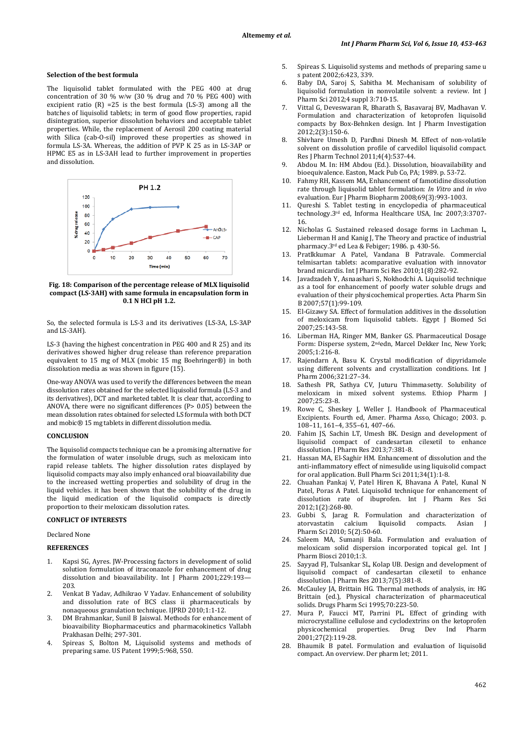### Selection of the best formula

The liquisolid tablet formulated with the PEG 400 at drug concentration of 30 % w/w (30 % drug and 70 % PEG 400) with excipient ratio (R) =25 is the best formula (LS-3) among all the batches of liquisolid tablets; in term of good flow properties, rapid disintegration, superior dissolution behaviors and acceptable tablet properties. While, the replacement of Aerosil 200 coating material with Silica (cab-O-sil) improved these properties as showed in formula LS-3A. Whereas, the addition of PVP K 25 as in LS-3AP or HPMC E5 as in LS-3AH lead to further improvement in properties and dissolution.

**Fig. 18: Comparison of the percentage release of MLX liquisolid compact (LS-3AH) with same formula in encapsulation form in 0.1 N HCl pH 1.2.**

So, the selected formula is LS-3 and its derivatives (LS-3A, LS-3AP and LS-3AH).

LS-3 (having the highest concentration in PEG 400 and R 25) and its derivatives showed higher drug release than reference preparation equivalent to 15 mg of MLX (mobic 15 mg Boehringer®) in both dissolution media as was shown in figure (15).

One-way ANOVA was used to verify the differences between the mean dissolution rates obtained for the selected liquisolid formula (LS-3 and its derivatives), DCT and marketed tablet. It is clear that, according to ANOVA, there were no significant differences ($P > 0.05$) between the mean dissolution rates obtained for selected LS formula with both DCT and mobic® 15 mg tablets in different dissolution media.

## CONCLUSION

The liquisolid compacts technique can be a promising alternative for the formulation of water insoluble drugs, such as meloxicam into rapid release tablets. The higher dissolution rates displayed by liquisolid compacts may also imply enhanced oral bioavailability due to the increased wetting properties and solubility of drug in the liquid vehicles. it has been shown that the solubility of the drug in the liquid medication of the liquisolid compacts is directly proportion to their meloxicam dissolution rates.

## CONFLICT OF INTERESTS

Declared None

## REFERENCES

1. Kapsi SG, Ayres. JW-Processing factors in development of solid solution formulation of itraconazole for enhancement of drug dissolution and bioavailability. Int J Pharm 2001;229:193—203.
2. Venkat B Yadav, Adhikrao V Yadav. Enhancement of solubility and dissolution rate of BCS class ii pharmaceuticals by nonaqueous granulation technique. IJPRD 2010;1:1-12.
3. DM Brahmankar, Sunil B Jaiswal. Methods for enhancement of bioavaibility Biopharmaceutics and pharmacokinetics Vallabh Prakhasan Delhi; 297-301.
4. Spireas S, Bolton M, Liquisolid systems and methods of preparing same. US Patent 1999;5:968, 550.
5. Spireas S. Liquisolid systems and methods of preparing same u s patent 2002;6:423, 339.
6. Baby DA, Saroj S, Sabitha M. Mechanisam of solubility of liquisolid formulation in nonvolatile solvent: a review. Int J Pharm Sci 2012;4 suppl 3:710-15.
7. Vittal G, Deveswaran R, Bharath S, Basavaraj BV, Madhavan V. Formulation and characterization of ketoprofen liquisolid compacts by Box-Behnken design. Int J Pharm Investigation 2012;2(3):150-6.
8. Shivhare Umesh D, Pardhni Dinesh M. Effect of non-volatile solvent on dissolution profile of carvedilol liquisolid compact. Res J Pharm Technol 2011;4(4):537-44.
9. Abdou M. In: HM Abdou (Ed.). Dissolution, bioavailability and bioequivalence. Easton, Mack Pub Co, PA; 1989. p. 53-72.
10. Fahmy RH, Kassem MA, Enhancement of famotidine dissolution rate through liquisolid tablet formulation: *In Vitro* and *in vivo* evaluation. Eur J Pharm Biopharm 2008;69(3):993-1003.
11. Qureshi S. Tablet testing in encyclopedia of pharmaceutical technology.3rd ed, Informa Healthcare USA, Inc 2007;3:3707-16.
12. Nicholas G. Sustained released dosage forms in Lachman L, Lieberman H and Kanig J, The Theory and practice of industrial pharmacy.3rd ed Lea & Febiger; 1986. p. 430-56.
13. Pratlkkumar A Patel, Vandana B Patravale. Commercial telmisartan tablets: acomparative evaluation with innovator brand micardis. Int J Pharm Sci Res 2010;1(8):282-92.
14. Javadzadeh Y, Asnaashari S, Nokhodchi A. Liquisolid technique as a tool for enhancement of poorly water soluble drugs and evaluation of their physicochemical properties. Acta Pharm Sin B 2007;57(1):99-109.
15. El-Gizawy SA. Effect of formulation additives in the dissolution of meloxicam from liquisolid tablets. Egypt J Biomed Sci 2007;25:143-58.
16. Liberman HA, Ringer MM, Banker GS. Pharmaceutical Dosage Form: Disperse system, 2ndedn, Marcel Dekker Inc, New York; 2005;1:216-8.
17. Rajendarn A, Basu K. Crystal modification of dipyridamole using different solvents and crystallization conditions. Int J Pharm 2006;321:27–34.
18. Sathesh PR, Sathya CV, Juturu Thimmasetty. Solubility of meloxicam in mixed solvent systems. Ethiop Pharm J 2007;25:23-8.
19. Rowe C, Sheskey J, Weller J. Handbook of Pharmaceutical Excipients. Fourth ed, Amer. Pharma Asso, Chicago; 2003. p. 108–11, 161–4, 355–61, 407–66.
20. Fahim JS, Sachin LT, Umesh BK. Design and development of liquisolid compact of candesartan cilexetil to enhance dissolution. J Pharm Res 2013;7:381-8.
21. Hassan MA, El-Saghir HM. Enhancement of dissolution and the anti-inflammatory effect of nimesulide using liquisolid compact for oral application. Bull Pharm Sci 2011;34(1):1-8.
22. Chuahan Pankaj V, Patel Hiren K, Bhavana A Patel, Kunal N Patel, Poras A Patel. Liquisolid technique for enhancement of dissolution rate of ibuprofen. Int J Pharm Res Sci 2012;1(2):268-80.
23. Gubbi S, Jarag R. Formulation and characterization of atorvastatin calcium liquisolid compacts. Asian J Pharm Sci 2010; 5(2):50-60.
24. Saleem MA, Sumanji Bala. Formulation and evaluation of meloxicam solid dispersion incorporated topical gel. Int J Pharm Biosci 2010;1:3.
25. Sayyad FJ, Tulsankar SL, Kolap UB. Design and development of liquisolid compact of candesartan cilexetil to enhance dissolution. J Pharm Res 2013;7(5):381-8.
26. McCauley JA, Brittain HG. Thermal methods of analysis, in: HG Brittain (ed.), Physical characterization of pharmaceutical solids. Drugs Pharm Sci 1995;70:223-50.
27. Mura P, Faucci MT, Parrini PL. Effect of grinding with microcrystalline cellulose and cyclodextrins on the ketoprofen physicochemical properties. Drug Dev Ind Pharm 2001;27(2):119-28.
28. Bhaumik B patel. Formulation and evaluation of liquisolid compact. An overview. Der pharm let; 2011.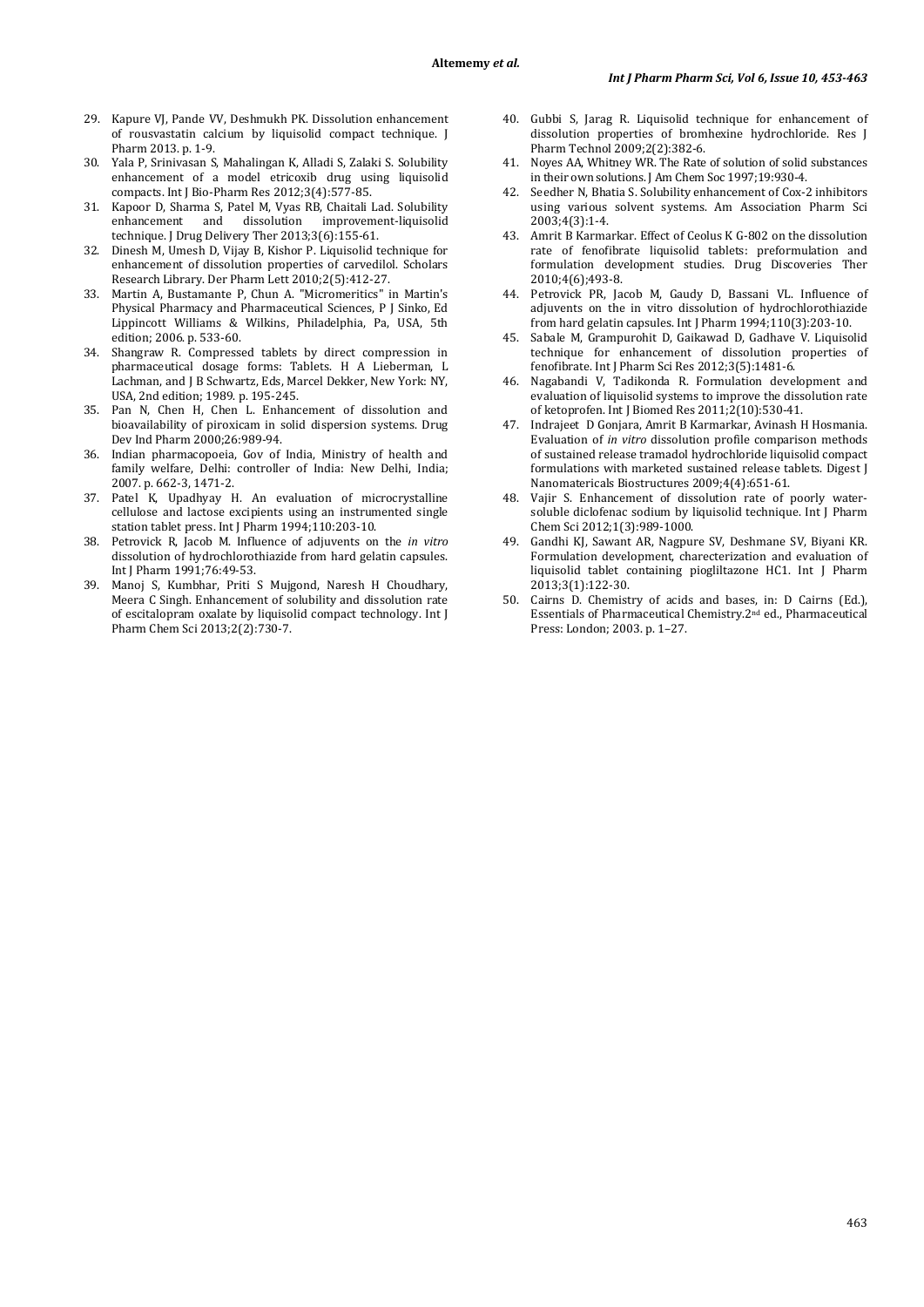29. Kapure VJ, Pande VV, Deshmukh PK. Dissolution enhancement of rousvastatin calcium by liquisolid compact technique. J Pharm 2013. p. 1-9.
30. Yala P, Srinivasan S, Mahalingan K, Alladi S, Zalaki S. Solubility enhancement of a model etricoxib drug using liquisolid compacts. Int J Bio-Pharm Res 2012;3(4):577-85.
31. Kapoor D, Sharma S, Patel M, Vyas RB, Chaitali Lad. Solubility enhancement and dissolution improvement-liquisolid technique. J Drug Delivery Ther 2013;3(6):155-61.
32. Dinesh M, Umesh D, Vijay B, Kishor P. Liquisolid technique for enhancement of dissolution properties of carvedilol. Scholars Research Library. Der Pharm Lett 2010;2(5):412-27.
33. Martin A, Bustamante P, Chun A. "Micromeritics" in Martin's Physical Pharmacy and Pharmaceutical Sciences, P J Sinko, Ed Lippincott Williams & Wilkins, Philadelphia, Pa, USA, 5th edition; 2006. p. 533-60.
34. Shangraw R. Compressed tablets by direct compression in pharmaceutical dosage forms: Tablets. H A Lieberman, L Lachman, and J B Schwartz, Eds, Marcel Dekker, New York: NY, USA, 2nd edition; 1989. p. 195-245.
35. Pan N, Chen H, Chen L. Enhancement of dissolution and bioavailability of piroxicam in solid dispersion systems. Drug Dev Ind Pharm 2000;26:989-94.
36. Indian pharmacopoeia, Gov of India, Ministry of health and family welfare, Delhi: controller of India: New Delhi, India; 2007. p. 662-3, 1471-2.
37. Patel K, Upadhyay H. An evaluation of microcrystalline cellulose and lactose excipients using an instrumented single station tablet press. Int J Pharm 1994;110:203-10.
38. Petrovick R, Jacob M. Influence of adjuvents on the *in vitro* dissolution of hydrochlorothiazide from hard gelatin capsules. Int J Pharm 1991;76:49-53.
39. Manoj S, Kumbhar, Priti S Mujgond, Naresh H Choudhary, Meera C Singh. Enhancement of solubility and dissolution rate of escitalopram oxalate by liquisolid compact technology. Int J Pharm Chem Sci 2013;2(2):730-7.
40. Gubbi S, Jarag R. Liquisolid technique for enhancement of dissolution properties of bromhexine hydrochloride. Res J Pharm Technol 2009;2(2):382-6.
41. Noyes AA, Whitney WR. The Rate of solution of solid substances in their own solutions. J Am Chem Soc 1997;19:930-4.
42. Seedher N, Bhatia S. Solubility enhancement of Cox-2 inhibitors using various solvent systems. Am Association Pharm Sci 2003;4(3):1-4.
43. Amrit B Karmarkar. Effect of Ceolus K G-802 on the dissolution rate of fenofibrate liquisolid tablets: preformulation and formulation development studies. Drug Discoveries Ther 2010;4(6);493-8.
44. Petrovick PR, Jacob M, Gaudy D, Bassani VL. Influence of adjuvents on the in vitro dissolution of hydrochlorothiazide from hard gelatin capsules. Int J Pharm 1994;110(3):203-10.
45. Sabale M, Grampurohit D, Gaikawad D, Gadhave V. Liquisolid technique for enhancement of dissolution properties of fenofibrate. Int J Pharm Sci Res 2012;3(5):1481-6.
46. Nagabandi V, Tadikonda R. Formulation development and evaluation of liquisolid systems to improve the dissolution rate of ketoprofen. Int J Biomed Res 2011;2(10):530-41.
47. Indrajeet D Gonjara, Amrit B Karmarkar, Avinash H Hosmania. Evaluation of *in vitro* dissolution profile comparison methods of sustained release tramadol hydrochloride liquisolid compact formulations with marketed sustained release tablets. Digest J Nanomatericals Biostructures 2009;4(4):651-61.
48. Vajir S. Enhancement of dissolution rate of poorly water-soluble diclofenac sodium by liquisolid technique. Int J Pharm Chem Sci 2012;1(3):989-1000.
49. Gandhi KJ, Sawant AR, Nagpure SV, Deshmane SV, Biyani KR. Formulation development, charecterization and evaluation of liquisolid tablet containing piogliltazone HC1. Int J Pharm 2013;3(1):122-30.
50. Cairns D. Chemistry of acids and bases, in: D Cairns (Ed.), Essentials of Pharmaceutical Chemistry.2nd ed., Pharmaceutical Press: London; 2003. p. 1–27.